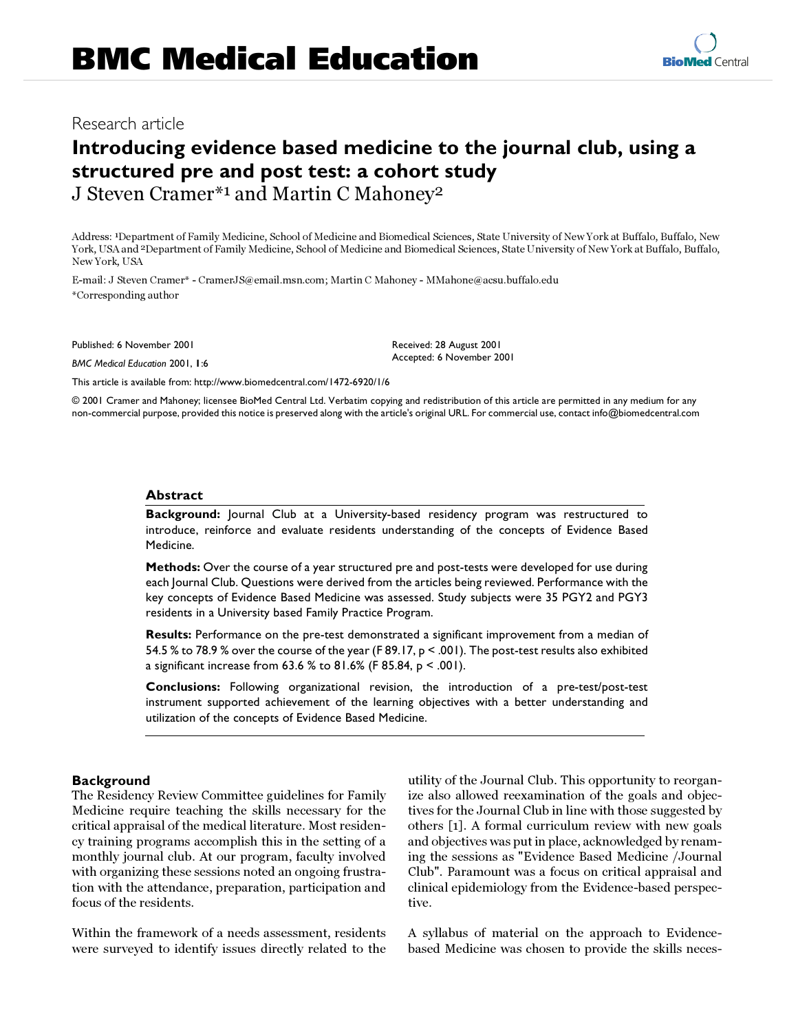# BMC Medical Education

Research article

## Introducing evidence based medicine to the journal club, using a structured pre and post test: a cohort study

J Steven Cramer*[1] and Martin C Mahoney[2]

Address: [1]Department of Family Medicine, School of Medicine and Biomedical Sciences, State University of New York at Buffalo, Buffalo, New York, USA and [2]Department of Family Medicine, School of Medicine and Biomedical Sciences, State University of New York at Buffalo, Buffalo, New York, USA

E-mail: J Steven Cramer* - CramerJS@email.msn.com; Martin C Mahoney - MMahone@acsu.buffalo.edu

*Corresponding author

Published: 6 November 2001

*BMC Medical Education* 2001, **1**:6

Received: 28 August 2001

Accepted: 6 November 2001

This article is available from: http://www.biomedcentral.com/1472-6920/1/6

© 2001 Cramer and Mahoney; licensee BioMed Central Ltd. Verbatim copying and redistribution of this article are permitted in any medium for any non-commercial purpose, provided this notice is preserved along with the article's original URL. For commercial use, contact info@biomedcentral.com

### Abstract

**Background:** Journal Club at a University-based residency program was restructured to introduce, reinforce and evaluate residents understanding of the concepts of Evidence Based Medicine.

**Methods:** Over the course of a year structured pre and post-tests were developed for use during each Journal Club. Questions were derived from the articles being reviewed. Performance with the key concepts of Evidence Based Medicine was assessed. Study subjects were 35 PGY2 and PGY3 residents in a University based Family Practice Program.

**Results:** Performance on the pre-test demonstrated a significant improvement from a median of 54.5 % to 78.9 % over the course of the year (F 89.17, $p < .001$). The post-test results also exhibited a significant increase from 63.6 % to 81.6% (F 85.84, $p < .001$).

**Conclusions:** Following organizational revision, the introduction of a pre-test/post-test instrument supported achievement of the learning objectives with a better understanding and utilization of the concepts of Evidence Based Medicine.

## Background

The Residency Review Committee guidelines for Family Medicine require teaching the skills necessary for the critical appraisal of the medical literature. Most residency training programs accomplish this in the setting of a monthly journal club. At our program, faculty involved with organizing these sessions noted an ongoing frustration with the attendance, preparation, participation and focus of the residents.

Within the framework of a needs assessment, residents were surveyed to identify issues directly related to the utility of the Journal Club. This opportunity to reorganize also allowed reexamination of the goals and objectives for the Journal Club in line with those suggested by others [1]. A formal curriculum review with new goals and objectives was put in place, acknowledged by renaming the sessions as "Evidence Based Medicine /Journal Club". Paramount was a focus on critical appraisal and clinical epidemiology from the Evidence-based perspective.

A syllabus of material on the approach to Evidence-based Medicine was chosen to provide the skills neces-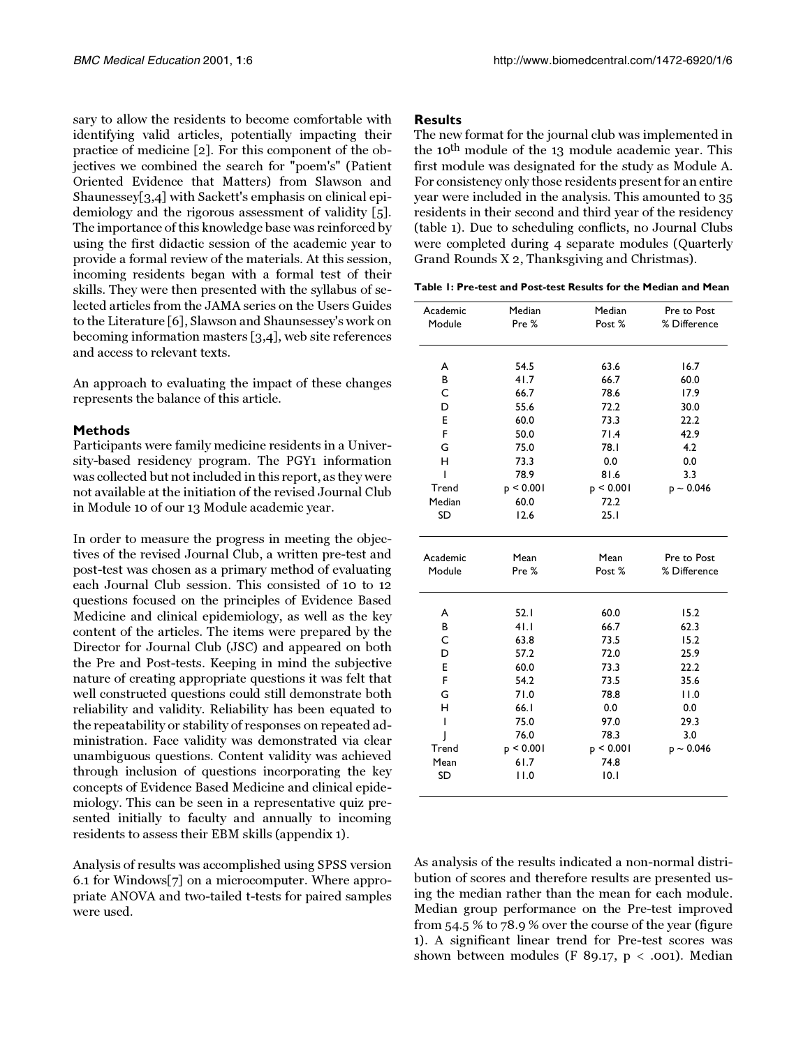sary to allow the residents to become comfortable with identifying valid articles, potentially impacting their practice of medicine [2]. For this component of the objectives we combined the search for "poem's" (Patient Oriented Evidence that Matters) from Slawson and Shaunessey[3,4] with Sackett's emphasis on clinical epidemiology and the rigorous assessment of validity [5]. The importance of this knowledge base was reinforced by using the first didactic session of the academic year to provide a formal review of the materials. At this session, incoming residents began with a formal test of their skills. They were then presented with the syllabus of selected articles from the JAMA series on the Users Guides to the Literature [6], Slawson and Shaunsessey's work on becoming information masters [3,4], web site references and access to relevant texts.

An approach to evaluating the impact of these changes represents the balance of this article.

## Methods

Participants were family medicine residents in a University-based residency program. The PGY1 information was collected but not included in this report, as they were not available at the initiation of the revised Journal Club in Module 10 of our 13 Module academic year.

In order to measure the progress in meeting the objectives of the revised Journal Club, a written pre-test and post-test was chosen as a primary method of evaluating each Journal Club session. This consisted of 10 to 12 questions focused on the principles of Evidence Based Medicine and clinical epidemiology, as well as the key content of the articles. The items were prepared by the Director for Journal Club (JSC) and appeared on both the Pre and Post-tests. Keeping in mind the subjective nature of creating appropriate questions it was felt that well constructed questions could still demonstrate both reliability and validity. Reliability has been equated to the repeatability or stability of responses on repeated administration. Face validity was demonstrated via clear unambiguous questions. Content validity was achieved through inclusion of questions incorporating the key concepts of Evidence Based Medicine and clinical epidemiology. This can be seen in a representative quiz presented initially to faculty and annually to incoming residents to assess their EBM skills (appendix 1).

Analysis of results was accomplished using SPSS version 6.1 for Windows[7] on a microcomputer. Where appropriate ANOVA and two-tailed t-tests for paired samples were used.

## Results

The new format for the journal club was implemented in the 10[th] module of the 13 module academic year. This first module was designated for the study as Module A. For consistency only those residents present for an entire year were included in the analysis. This amounted to 35 residents in their second and third year of the residency (table 1). Due to scheduling conflicts, no Journal Clubs were completed during 4 separate modules (Quarterly Grand Rounds X 2, Thanksgiving and Christmas).

**Table 1: Pre-test and Post-test Results for the Median and Mean**

| Academic Module | Median Pre % | Median Post % | Pre to Post % Difference |
|---|---|---|---|
| A | 54.5 | 63.6 | 16.7 |
| B | 41.7 | 66.7 | 60.0 |
| C | 66.7 | 78.6 | 17.9 |
| D | 55.6 | 72.2 | 30.0 |
| E | 60.0 | 73.3 | 22.2 |
| F | 50.0 | 71.4 | 42.9 |
| G | 75.0 | 78.1 | 4.2 |
| H | 73.3 | 0.0 | 0.0 |
| I | 78.9 | 81.6 | 3.3 |
| Trend | $p < 0.001$ | $p < 0.001$ | $p \sim 0.046$ |
| Median | 60.0 | 72.2 | |
| SD | 12.6 | 25.1 | |

| Academic Module | Mean Pre % | Mean Post % | Pre to Post % Difference |
|---|---|---|---|
| A | 52.1 | 60.0 | 15.2 |
| B | 41.1 | 66.7 | 62.3 |
| C | 63.8 | 73.5 | 15.2 |
| D | 57.2 | 72.0 | 25.9 |
| E | 60.0 | 73.3 | 22.2 |
| F | 54.2 | 73.5 | 35.6 |
| G | 71.0 | 78.8 | 11.0 |
| H | 66.1 | 0.0 | 0.0 |
| I | 75.0 | 97.0 | 29.3 |
| J | 76.0 | 78.3 | 3.0 |
| Trend | $p < 0.001$ | $p < 0.001$ | $p \sim 0.046$ |
| Mean | 61.7 | 74.8 | |
| SD | 11.0 | 10.1 | |

As analysis of the results indicated a non-normal distribution of scores and therefore results are presented using the median rather than the mean for each module. Median group performance on the Pre-test improved from 54.5 % to 78.9 % over the course of the year (figure 1). A significant linear trend for Pre-test scores was shown between modules ($F$ 89.17, $p < .001$). Median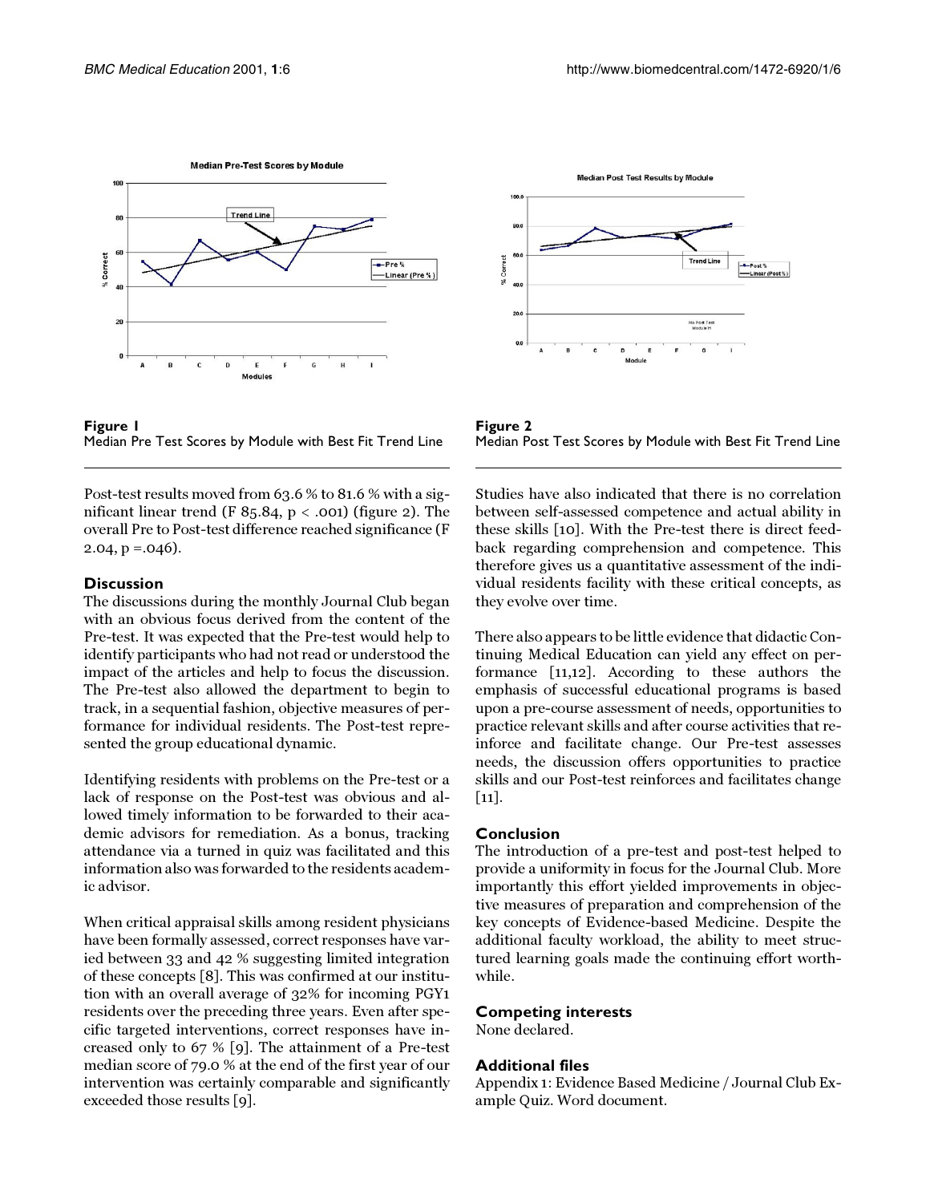Figure 1
Median Pre Test Scores by Module with Best Fit Trend Line

Figure 2
Median Post Test Scores by Module with Best Fit Trend Line

Post-test results moved from 63.6 % to 81.6 % with a significant linear trend (F 85.84, $p < .001$) (figure 2). The overall Pre to Post-test difference reached significance (F 2.04, $p = .046$).

## Discussion

The discussions during the monthly Journal Club began with an obvious focus derived from the content of the Pre-test. It was expected that the Pre-test would help to identify participants who had not read or understood the impact of the articles and help to focus the discussion. The Pre-test also allowed the department to begin to track, in a sequential fashion, objective measures of performance for individual residents. The Post-test represented the group educational dynamic.

Identifying residents with problems on the Pre-test or a lack of response on the Post-test was obvious and allowed timely information to be forwarded to their academic advisors for remediation. As a bonus, tracking attendance via a turned in quiz was facilitated and this information also was forwarded to the residents academic advisor.

When critical appraisal skills among resident physicians have been formally assessed, correct responses have varied between 33 and 42 % suggesting limited integration of these concepts [8]. This was confirmed at our institution with an overall average of 32% for incoming PGY1 residents over the preceding three years. Even after specific targeted interventions, correct responses have increased only to 67 % [9]. The attainment of a Pre-test median score of 79.0 % at the end of the first year of our intervention was certainly comparable and significantly exceeded those results [9].

Studies have also indicated that there is no correlation between self-assessed competence and actual ability in these skills [10]. With the Pre-test there is direct feedback regarding comprehension and competence. This therefore gives us a quantitative assessment of the individual residents facility with these critical concepts, as they evolve over time.

There also appears to be little evidence that didactic Continuing Medical Education can yield any effect on performance [11,12]. According to these authors the emphasis of successful educational programs is based upon a pre-course assessment of needs, opportunities to practice relevant skills and after course activities that reinforce and facilitate change. Our Pre-test assesses needs, the discussion offers opportunities to practice skills and our Post-test reinforces and facilitates change [11].

## Conclusion

The introduction of a pre-test and post-test helped to provide a uniformity in focus for the Journal Club. More importantly this effort yielded improvements in objective measures of preparation and comprehension of the key concepts of Evidence-based Medicine. Despite the additional faculty workload, the ability to meet structured learning goals made the continuing effort worthwhile.

## Competing interests

None declared.

## Additional files

Appendix 1: Evidence Based Medicine / Journal Club Example Quiz. Word document.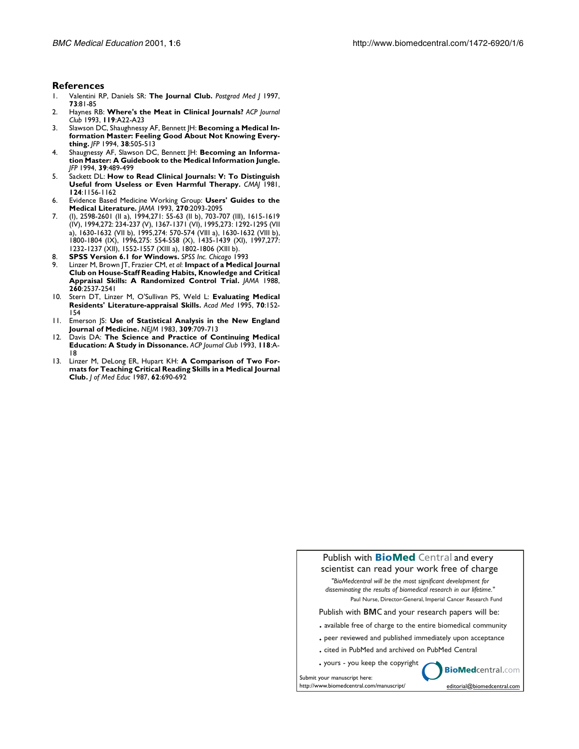## References

1. Valentini RP, Daniels SR: **The Journal Club.** *Postgrad Med J* 1997, **73**:81-85
2. Haynes RB: **Where's the Meat in Clinical Journals?** *ACP Journal Club* 1993, **119**:A22-A23
3. Slawson DC, Shaughnessy AF, Bennett JH: **Becoming a Medical Information Master: Feeling Good About Not Knowing Everything.** *JFP* 1994, **38**:505-513
4. Shaugnessy AF, Slawson DC, Bennett JH: **Becoming an Information Master: A Guidebook to the Medical Information Jungle.** *JFP* 1994, **39**:489-499
5. Sackett DL: **How to Read Clinical Journals: V: To Distinguish Useful from Useless or Even Harmful Therapy.** *CMAJ* 1981, **124**:1156-1162
6. Evidence Based Medicine Working Group: **Users' Guides to the Medical Literature.** *JAMA* 1993, **270**:2093-2095
7. (I), 2598-2601 (II a), 1994,271: 55-63 (II b), 703-707 (III), 1615-1619 (IV), 1994,272: 234-237 (V), 1367-1371 (VI), 1995,273: 1292-1295 (VII a), 1630-1632 (VII b), 1995,274: 570-574 (VIII a), 1630-1632 (VIII b), 1800-1804 (IX), 1996,275: 554-558 (X), 1435-1439 (XI), 1997,277: 1232-1237 (XII), 1552-1557 (XIII a), 1802-1806 (XIII b).
8. **SPSS Version 6.1 for Windows.** *SPSS Inc. Chicago* 1993
9. Linzer M, Brown JT, Frazier CM, *et al*: **Impact of a Medical Journal Club on House-Staff Reading Habits, Knowledge and Critical Appraisal Skills: A Randomized Control Trial.** *JAMA* 1988, **260**:2537-2541
10. Stern DT, Linzer M, O'Sullivan PS, Weld L: **Evaluating Medical Residents' Literature-appraisal Skills.** *Acad Med* 1995, **70**:152-154
11. Emerson JS: **Use of Statistical Analysis in the New England Journal of Medicine.** *NEJM* 1983, **309**:709-713
12. Davis DA: **The Science and Practice of Continuing Medical Education: A Study in Dissonance.** *ACP Journal Club* 1993, **118**:A-18
13. Linzer M, DeLong ER, Hupart KH: **A Comparison of Two Formats for Teaching Critical Reading Skills in a Medical Journal Club.** *J of Med Educ* 1987, **62**:690-692

Publish with **BioMed** Central and every scientist can read your work free of charge

*"BioMedcentral will be the most significant development for disseminating the results of biomedical research in our lifetime."*

Paul Nurse, Director-General, Imperial Cancer Research Fund

Publish with **BMC** and your research papers will be:

- available free of charge to the entire biomedical community
- peer reviewed and published immediately upon acceptance
- cited in PubMed and archived on PubMed Central
- yours - you keep the copyright

**BioMed**central.com

Submit your manuscript here:
http://www.biomedcentral.com/manuscript/

editorial@biomedcentral.com